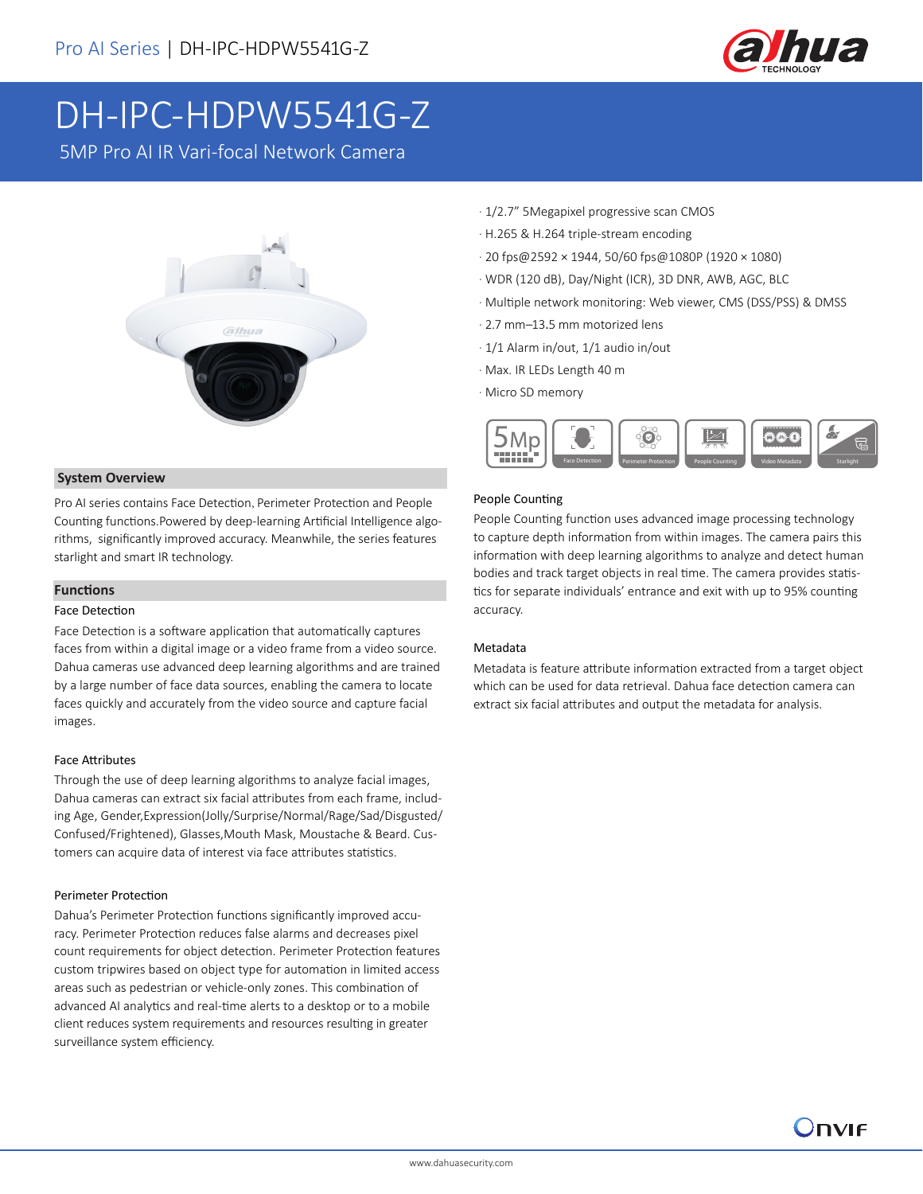# DH-IPC-HDPW5541G-Z

5MP Pro AI IR Vari-focal Network Camera

- 1/2.7" 5Megapixel progressive scan CMOS
- H.265 & H.264 triple-stream encoding
- 20 fps@2592 × 1944, 50/60 fps@1080P (1920 × 1080)
- WDR (120 dB), Day/Night (ICR), 3D DNR, AWB, AGC, BLC
- Multiple network monitoring: Web viewer, CMS (DSS/PSS) & DMSS
- 2.7 mm–13.5 mm motorized lens
- 1/1 Alarm in/out, 1/1 audio in/out
- Max. IR LEDs Length 40 m
- Micro SD memory

5Mp | Face Detection | Perimeter Protection | People Counting | Video Metadata | Starlight

## System Overview

Pro AI series contains Face Detection, Perimeter Protection and People Counting functions.Powered by deep-learning Artificial Intelligence algorithms, significantly improved accuracy. Meanwhile, the series features starlight and smart IR technology.

## Functions

### Face Detection

Face Detection is a software application that automatically captures faces from within a digital image or a video frame from a video source. Dahua cameras use advanced deep learning algorithms and are trained by a large number of face data sources, enabling the camera to locate faces quickly and accurately from the video source and capture facial images.

### Face Attributes

Through the use of deep learning algorithms to analyze facial images, Dahua cameras can extract six facial attributes from each frame, including Age, Gender,Expression(Jolly/Surprise/Normal/Rage/Sad/Disgusted/Confused/Frightened), Glasses,Mouth Mask, Moustache & Beard. Customers can acquire data of interest via face attributes statistics.

### Perimeter Protection

Dahua's Perimeter Protection functions significantly improved accuracy. Perimeter Protection reduces false alarms and decreases pixel count requirements for object detection. Perimeter Protection features custom tripwires based on object type for automation in limited access areas such as pedestrian or vehicle-only zones. This combination of advanced AI analytics and real-time alerts to a desktop or to a mobile client reduces system requirements and resources resulting in greater surveillance system efficiency.

### People Counting

People Counting function uses advanced image processing technology to capture depth information from within images. The camera pairs this information with deep learning algorithms to analyze and detect human bodies and track target objects in real time. The camera provides statistics for separate individuals' entrance and exit with up to 95% counting accuracy.

### Metadata

Metadata is feature attribute information extracted from a target object which can be used for data retrieval. Dahua face detection camera can extract six facial attributes and output the metadata for analysis.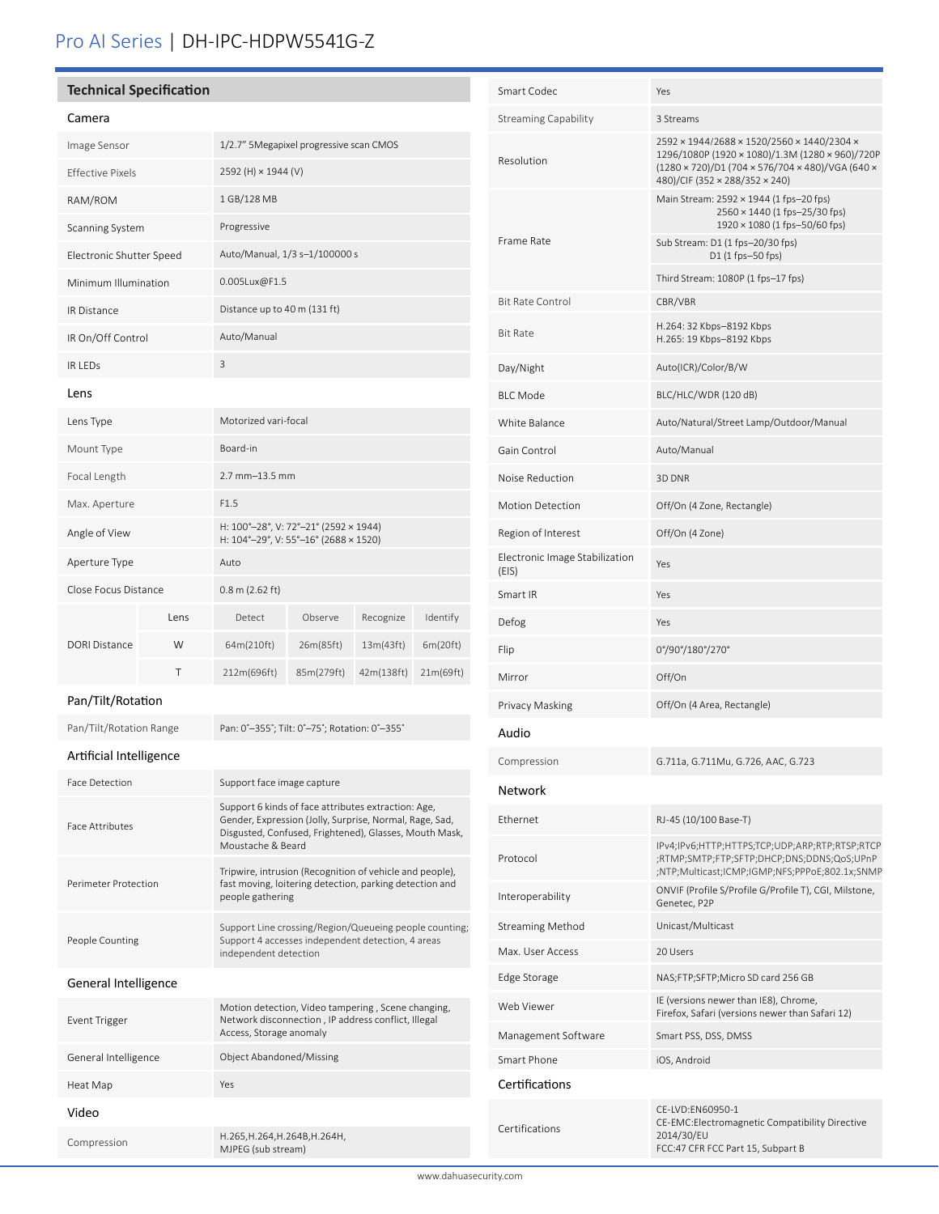# Pro AI Series | DH-IPC-HDPW5541G-Z

## Technical Specification

### Camera

| | |
|---|---|
| Image Sensor | 1/2.7" 5Megapixel progressive scan CMOS |
| Effective Pixels | 2592 (H) × 1944 (V) |
| RAM/ROM | 1 GB/128 MB |
| Scanning System | Progressive |
| Electronic Shutter Speed | Auto/Manual, 1/3 s–1/100000 s |
| Minimum Illumination | 0.005Lux@F1.5 |
| IR Distance | Distance up to 40 m (131 ft) |
| IR On/Off Control | Auto/Manual |
| IR LEDs | 3 |

### Lens

| | |
|---|---|
| Lens Type | Motorized vari-focal |
| Mount Type | Board-in |
| Focal Length | 2.7 mm–13.5 mm |
| Max. Aperture | F1.5 |
| Angle of View | H: 100°–28°, V: 72°–21° (2592 × 1944)<br>H: 104°–29°, V: 55°–16° (2688 × 1520) |
| Aperture Type | Auto |
| Close Focus Distance | 0.8 m (2.62 ft) |

| DORI Distance | Lens | Detect | Observe | Recognize | Identify |
|---|---|---|---|---|---|
| | W | 64m(210ft) | 26m(85ft) | 13m(43ft) | 6m(20ft) |
| | T | 212m(696ft) | 85m(279ft) | 42m(138ft) | 21m(69ft) |

### Pan/Tilt/Rotation

| | |
|---|---|
| Pan/Tilt/Rotation Range | Pan: 0°–355°; Tilt: 0°–75°; Rotation: 0°–355° |

### Artificial Intelligence

| | |
|---|---|
| Face Detection | Support face image capture |
| Face Attributes | Support 6 kinds of face attributes extraction: Age, Gender, Expression (Jolly, Surprise, Normal, Rage, Sad, Disgusted, Confused, Frightened), Glasses, Mouth Mask, Moustache & Beard |
| Perimeter Protection | Tripwire, intrusion (Recognition of vehicle and people), fast moving, loitering detection, parking detection and people gathering |
| People Counting | Support Line crossing/Region/Queueing people counting; Support 4 accesses independent detection, 4 areas independent detection |

### General Intelligence

| | |
|---|---|
| Event Trigger | Motion detection, Video tampering , Scene changing, Network disconnection , IP address conflict, Illegal Access, Storage anomaly |
| General Intelligence | Object Abandoned/Missing |
| Heat Map | Yes |

### Video

| | |
|---|---|
| Compression | H.265,H.264,H.264B,H.264H,<br>MJPEG (sub stream) |
| Smart Codec | Yes |
| Streaming Capability | 3 Streams |
| Resolution | 2592 × 1944/2688 × 1520/2560 × 1440/2304 × 1296/1080P (1920 × 1080)/1.3M (1280 × 960)/720P (1280 × 720)/D1 (704 × 576/704 × 480)/VGA (640 × 480)/CIF (352 × 288/352 × 240) |
| Frame Rate | Main Stream: 2592 × 1944 (1 fps–20 fps)<br>2560 × 1440 (1 fps–25/30 fps)<br>1920 × 1080 (1 fps–50/60 fps) |
| | Sub Stream: D1 (1 fps–20/30 fps)<br>D1 (1 fps–50 fps) |
| | Third Stream: 1080P (1 fps–17 fps) |
| Bit Rate Control | CBR/VBR |
| Bit Rate | H.264: 32 Kbps–8192 Kbps<br>H.265: 19 Kbps–8192 Kbps |
| Day/Night | Auto(ICR)/Color/B/W |
| BLC Mode | BLC/HLC/WDR (120 dB) |
| White Balance | Auto/Natural/Street Lamp/Outdoor/Manual |
| Gain Control | Auto/Manual |
| Noise Reduction | 3D DNR |
| Motion Detection | Off/On (4 Zone, Rectangle) |
| Region of Interest | Off/On (4 Zone) |
| Electronic Image Stabilization (EIS) | Yes |
| Smart IR | Yes |
| Defog | Yes |
| Flip | 0°/90°/180°/270° |
| Mirror | Off/On |
| Privacy Masking | Off/On (4 Area, Rectangle) |

### Audio

| | |
|---|---|
| Compression | G.711a, G.711Mu, G.726, AAC, G.723 |

### Network

| | |
|---|---|
| Ethernet | RJ-45 (10/100 Base-T) |
| Protocol | IPv4;IPv6;HTTP;HTTPS;TCP;UDP;ARP;RTP;RTSP;RTCP;RTMP;SMTP;FTP;SFTP;DHCP;DNS;DDNS;QoS;UPnP;NTP;Multicast;ICMP;IGMP;NFS;PPPoE;802.1x;SNMP |
| Interoperability | ONVIF (Profile S/Profile G/Profile T), CGI, Milstone, Genetec, P2P |
| Streaming Method | Unicast/Multicast |
| Max. User Access | 20 Users |
| Edge Storage | NAS;FTP;SFTP;Micro SD card 256 GB |
| Web Viewer | IE (versions newer than IE8), Chrome, Firefox, Safari (versions newer than Safari 12) |
| Management Software | Smart PSS, DSS, DMSS |
| Smart Phone | iOS, Android |

### Certifications

| | |
|---|---|
| Certifications | CE-LVD:EN60950-1<br>CE-EMC:Electromagnetic Compatibility Directive 2014/30/EU<br>FCC:47 CFR FCC Part 15, Subpart B |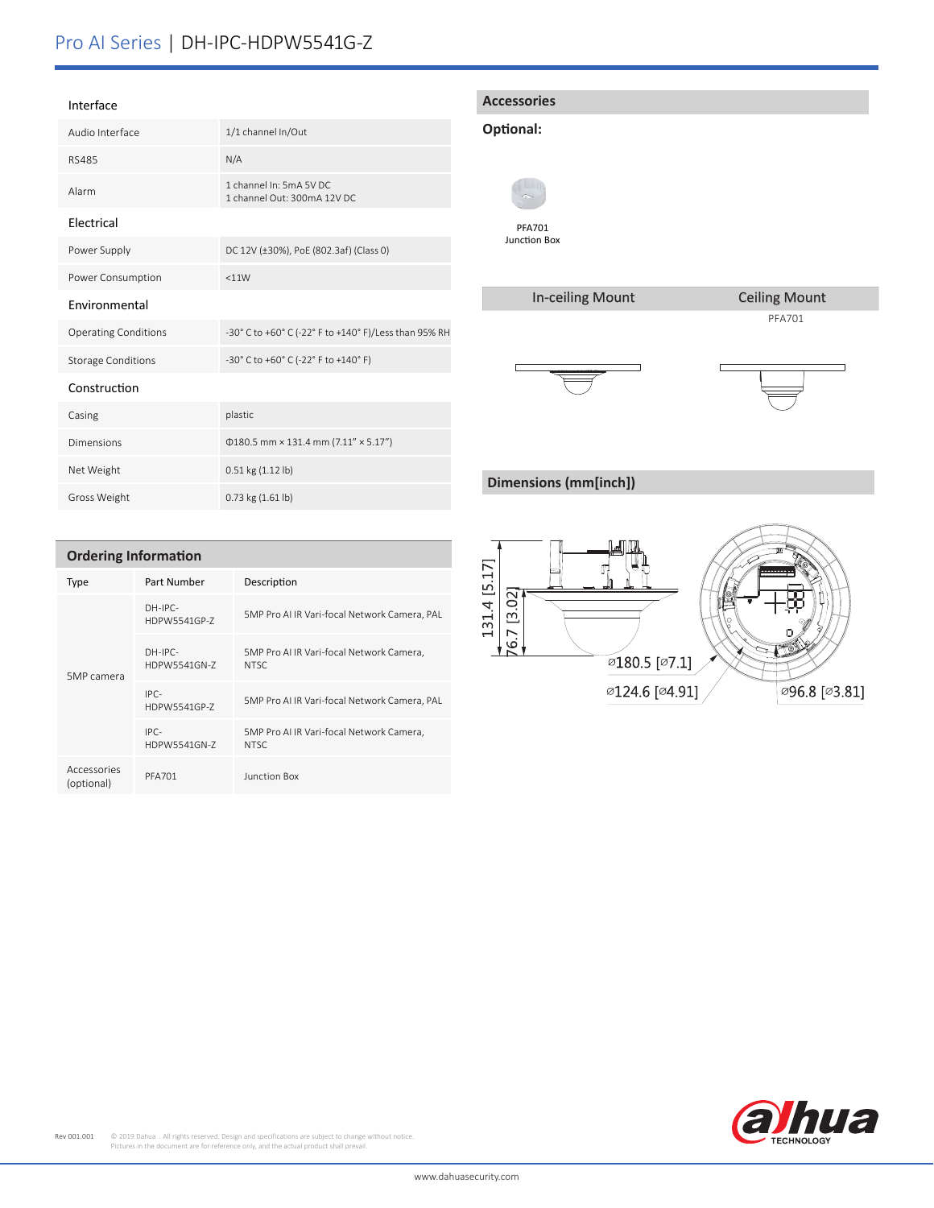# Pro AI Series | DH-IPC-HDPW5541G-Z

| | |
|---|---|
| **Interface** | |
| Audio Interface | 1/1 channel In/Out |
| RS485 | N/A |
| Alarm | 1 channel In: 5mA 5V DC<br>1 channel Out: 300mA 12V DC |
| **Electrical** | |
| Power Supply | DC 12V (±30%), PoE (802.3af) (Class 0) |
| Power Consumption | <11W |
| **Environmental** | |
| Operating Conditions | -30° C to +60° C (-22° F to +140° F)/Less than 95% RH |
| Storage Conditions | -30° C to +60° C (-22° F to +140° F) |
| **Construction** | |
| Casing | plastic |
| Dimensions | Φ180.5 mm × 131.4 mm (7.11" × 5.17") |
| Net Weight | 0.51 kg (1.12 lb) |
| Gross Weight | 0.73 kg (1.61 lb) |

## Ordering Information

| Type | Part Number | Description |
|---|---|---|
| 5MP camera | DH-IPC-HDPW5541GP-Z | 5MP Pro AI IR Vari-focal Network Camera, PAL |
| | DH-IPC-HDPW5541GN-Z | 5MP Pro AI IR Vari-focal Network Camera, NTSC |
| | IPC-HDPW5541GP-Z | 5MP Pro AI IR Vari-focal Network Camera, PAL |
| | IPC-HDPW5541GN-Z | 5MP Pro AI IR Vari-focal Network Camera, NTSC |
| Accessories (optional) | PFA701 | Junction Box |

## Accessories

**Optional:**

PFA701
Junction Box

| In-ceiling Mount | Ceiling Mount |
|---|---|
| | PFA701 |

## Dimensions (mm[inch])

131.4 [5.17]
76.7 [3.02]
Ø180.5 [Ø7.1]
Ø124.6 [Ø4.91]
Ø96.8 [Ø3.81]

Rev 001.001 © 2019 Dahua . All rights reserved. Design and specifications are subject to change without notice.
Pictures in the document are for reference only, and the actual product shall prevail.

www.dahuasecurity.com